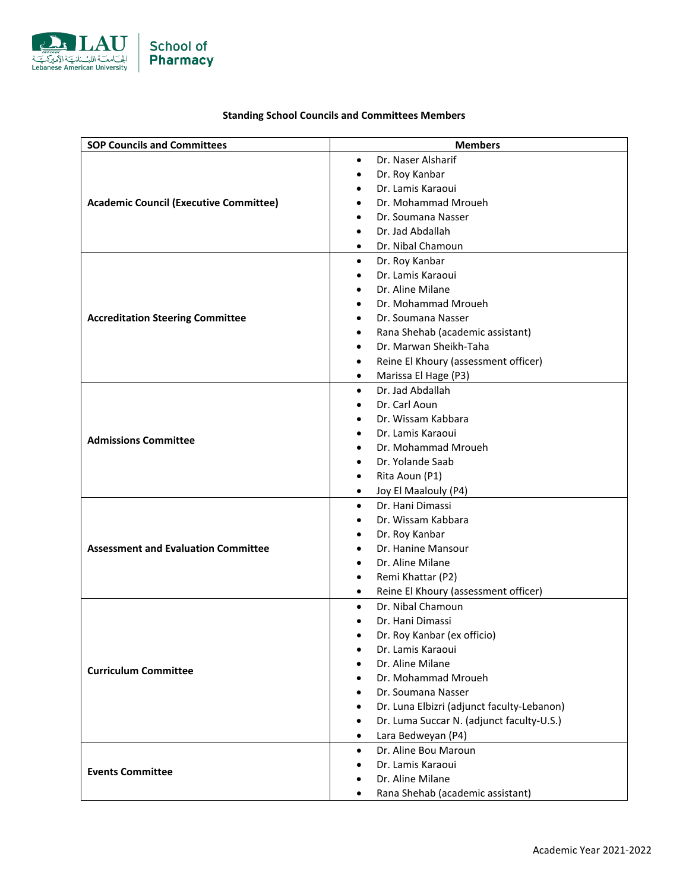LAU
الجامعة اللبنانية الأميركية
Lebanese American University

School of Pharmacy

### Standing School Councils and Committees Members

| SOP Councils and Committees | Members |
| --- | --- |
| **Academic Council (Executive Committee)** | • Dr. Naser Alsharif<br>• Dr. Roy Kanbar<br>• Dr. Lamis Karaoui<br>• Dr. Mohammad Mroueh<br>• Dr. Soumana Nasser<br>• Dr. Jad Abdallah<br>• Dr. Nibal Chamoun |
| **Accreditation Steering Committee** | • Dr. Roy Kanbar<br>• Dr. Lamis Karaoui<br>• Dr. Aline Milane<br>• Dr. Mohammad Mroueh<br>• Dr. Soumana Nasser<br>• Rana Shehab (academic assistant)<br>• Dr. Marwan Sheikh-Taha<br>• Reine El Khoury (assessment officer)<br>• Marissa El Hage (P3) |
| **Admissions Committee** | • Dr. Jad Abdallah<br>• Dr. Carl Aoun<br>• Dr. Wissam Kabbara<br>• Dr. Lamis Karaoui<br>• Dr. Mohammad Mroueh<br>• Dr. Yolande Saab<br>• Rita Aoun (P1)<br>• Joy El Maalouly (P4) |
| **Assessment and Evaluation Committee** | • Dr. Hani Dimassi<br>• Dr. Wissam Kabbara<br>• Dr. Roy Kanbar<br>• Dr. Hanine Mansour<br>• Dr. Aline Milane<br>• Remi Khattar (P2)<br>• Reine El Khoury (assessment officer) |
| **Curriculum Committee** | • Dr. Nibal Chamoun<br>• Dr. Hani Dimassi<br>• Dr. Roy Kanbar (ex officio)<br>• Dr. Lamis Karaoui<br>• Dr. Aline Milane<br>• Dr. Mohammad Mroueh<br>• Dr. Soumana Nasser<br>• Dr. Luna Elbizri (adjunct faculty-Lebanon)<br>• Dr. Luma Succar N. (adjunct faculty-U.S.)<br>• Lara Bedweyan (P4) |
| **Events Committee** | • Dr. Aline Bou Maroun<br>• Dr. Lamis Karaoui<br>• Dr. Aline Milane<br>• Rana Shehab (academic assistant) |

Academic Year 2021-2022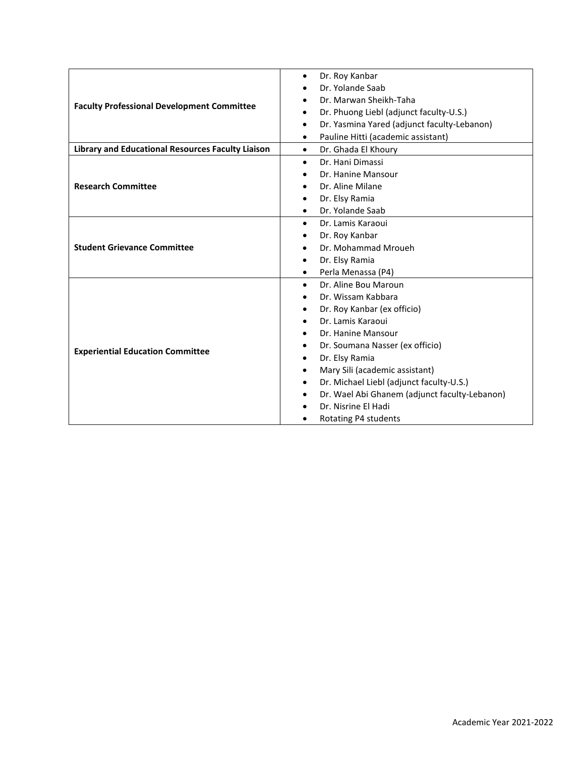| | |
|---|---|
| **Faculty Professional Development Committee** | • Dr. Roy Kanbar<br>• Dr. Yolande Saab<br>• Dr. Marwan Sheikh-Taha<br>• Dr. Phuong Liebl (adjunct faculty-U.S.)<br>• Dr. Yasmina Yared (adjunct faculty-Lebanon)<br>• Pauline Hitti (academic assistant) |
| **Library and Educational Resources Faculty Liaison** | • Dr. Ghada El Khoury |
| **Research Committee** | • Dr. Hani Dimassi<br>• Dr. Hanine Mansour<br>• Dr. Aline Milane<br>• Dr. Elsy Ramia<br>• Dr. Yolande Saab |
| **Student Grievance Committee** | • Dr. Lamis Karaoui<br>• Dr. Roy Kanbar<br>• Dr. Mohammad Mroueh<br>• Dr. Elsy Ramia<br>• Perla Menassa (P4) |
| **Experiential Education Committee** | • Dr. Aline Bou Maroun<br>• Dr. Wissam Kabbara<br>• Dr. Roy Kanbar (ex officio)<br>• Dr. Lamis Karaoui<br>• Dr. Hanine Mansour<br>• Dr. Soumana Nasser (ex officio)<br>• Dr. Elsy Ramia<br>• Mary Sili (academic assistant)<br>• Dr. Michael Liebl (adjunct faculty-U.S.)<br>• Dr. Wael Abi Ghanem (adjunct faculty-Lebanon)<br>• Dr. Nisrine El Hadi<br>• Rotating P4 students |

Academic Year 2021-2022